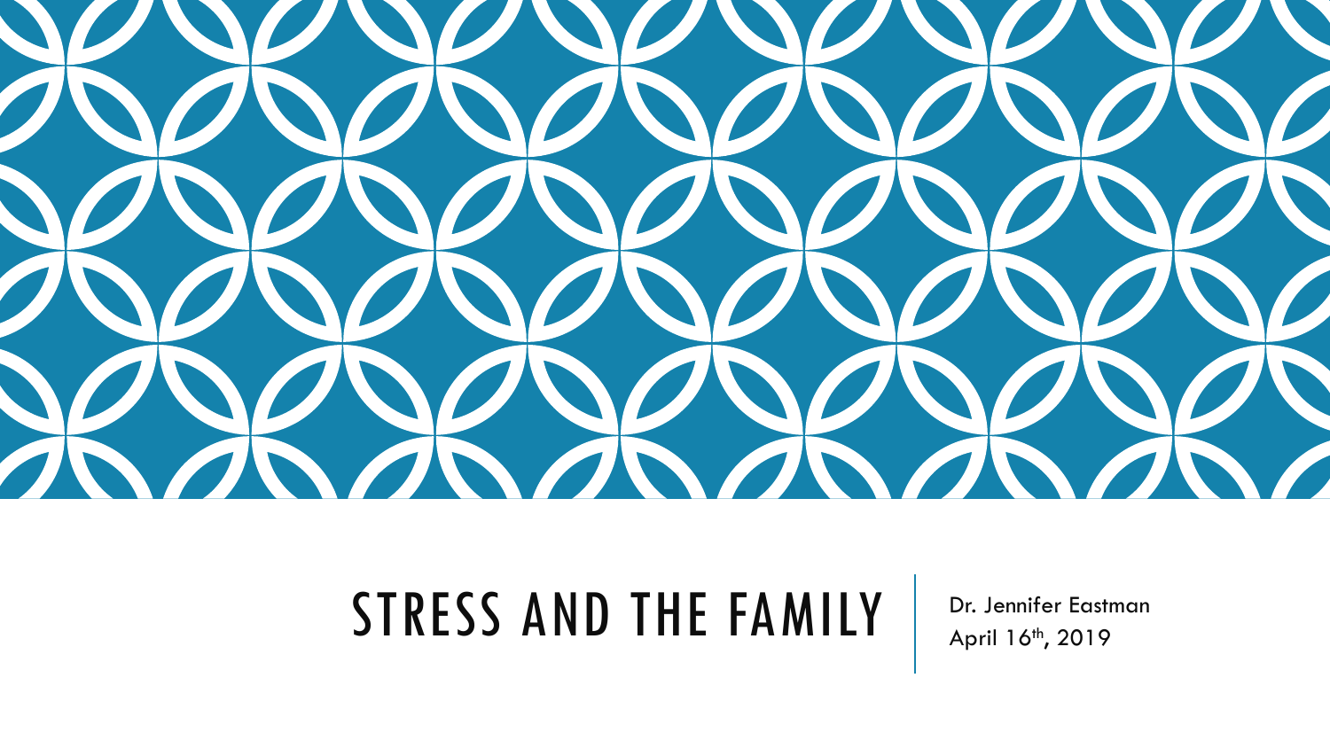# STRESS AND THE FAMILY

Dr. Jennifer Eastman

April 16th, 2019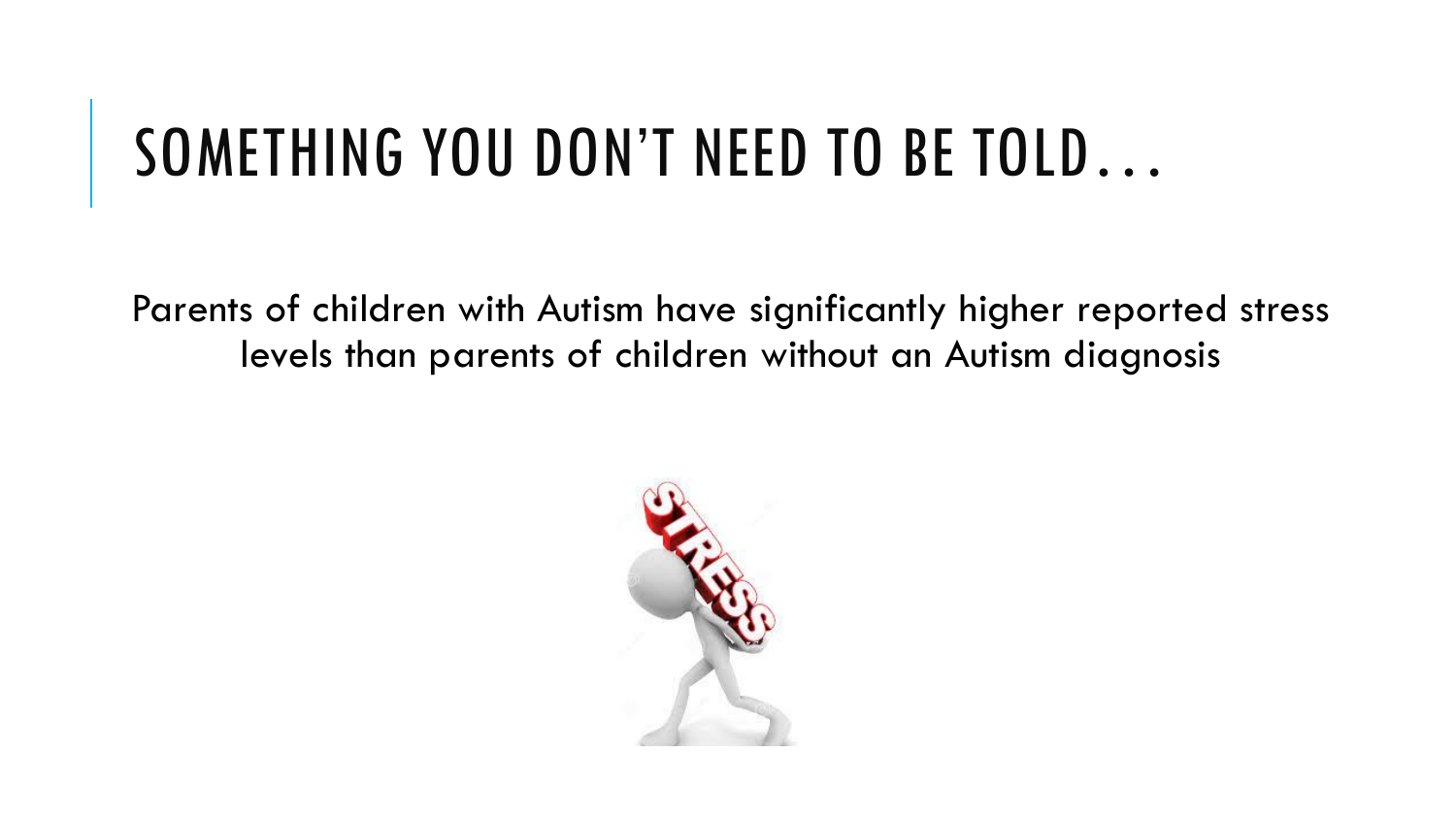# SOMETHING YOU DON'T NEED TO BE TOLD…

Parents of children with Autism have significantly higher reported stress levels than parents of children without an Autism diagnosis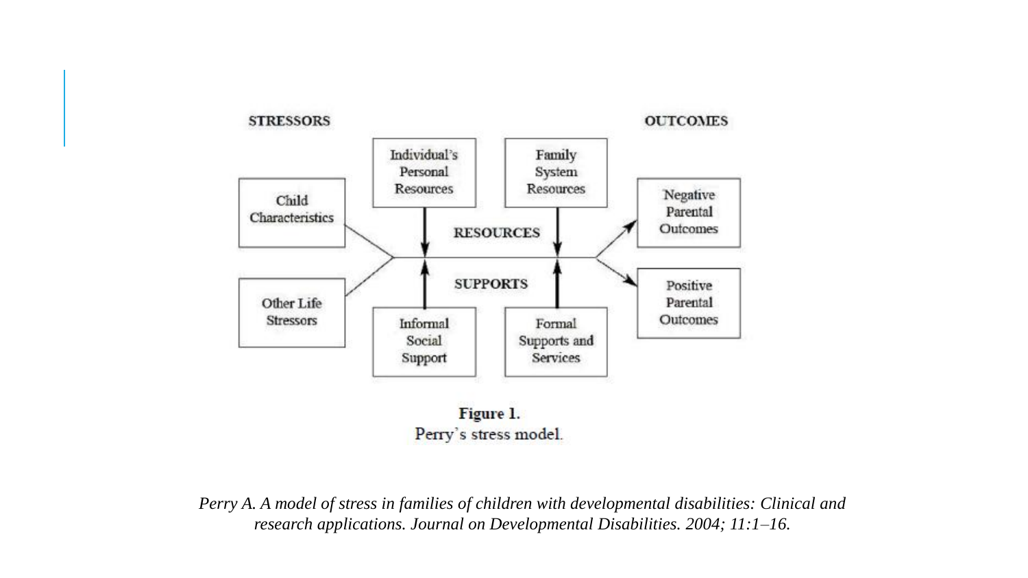STRESSORS

OUTCOMES

Child Characteristics

Other Life Stressors

Individual's Personal Resources

Family System Resources

RESOURCES

SUPPORTS

Informal Social Support

Formal Supports and Services

Negative Parental Outcomes

Positive Parental Outcomes

**Figure 1.**
Perry's stress model.

*Perry A. A model of stress in families of children with developmental disabilities: Clinical and research applications. Journal on Developmental Disabilities. 2004; 11:1–16.*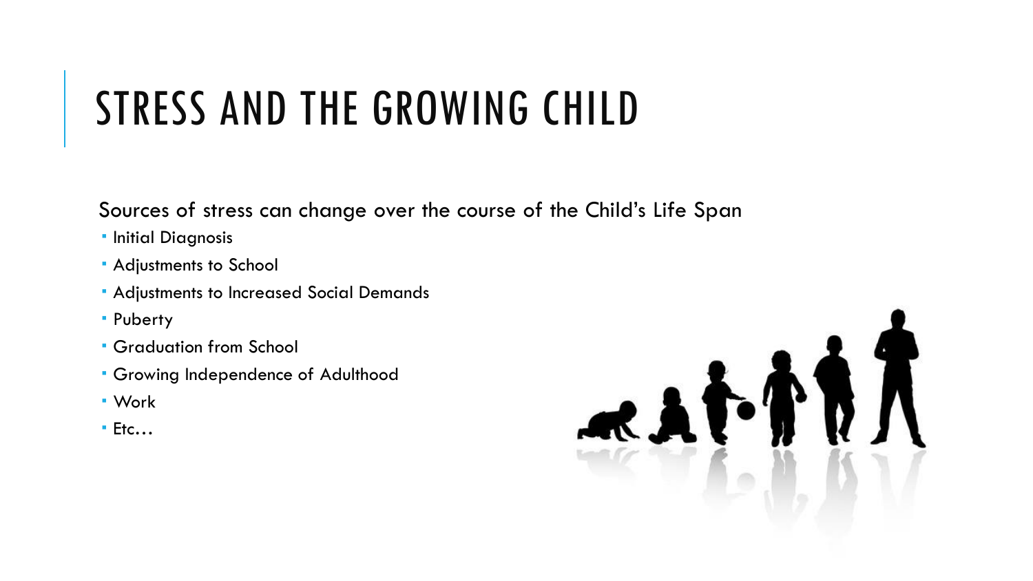# STRESS AND THE GROWING CHILD

Sources of stress can change over the course of the Child's Life Span

- Initial Diagnosis
- Adjustments to School
- Adjustments to Increased Social Demands
- Puberty
- Graduation from School
- Growing Independence of Adulthood
- Work
- Etc…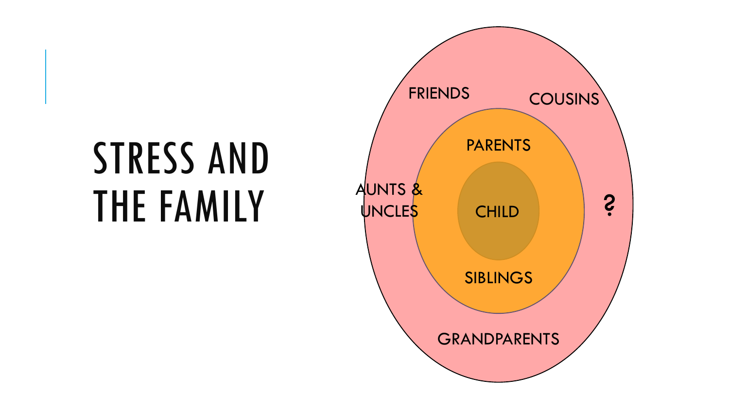# STRESS AND THE FAMILY

CHILD

PARENTS

SIBLINGS

FRIENDS

COUSINS

AUNTS & UNCLES

?

GRANDPARENTS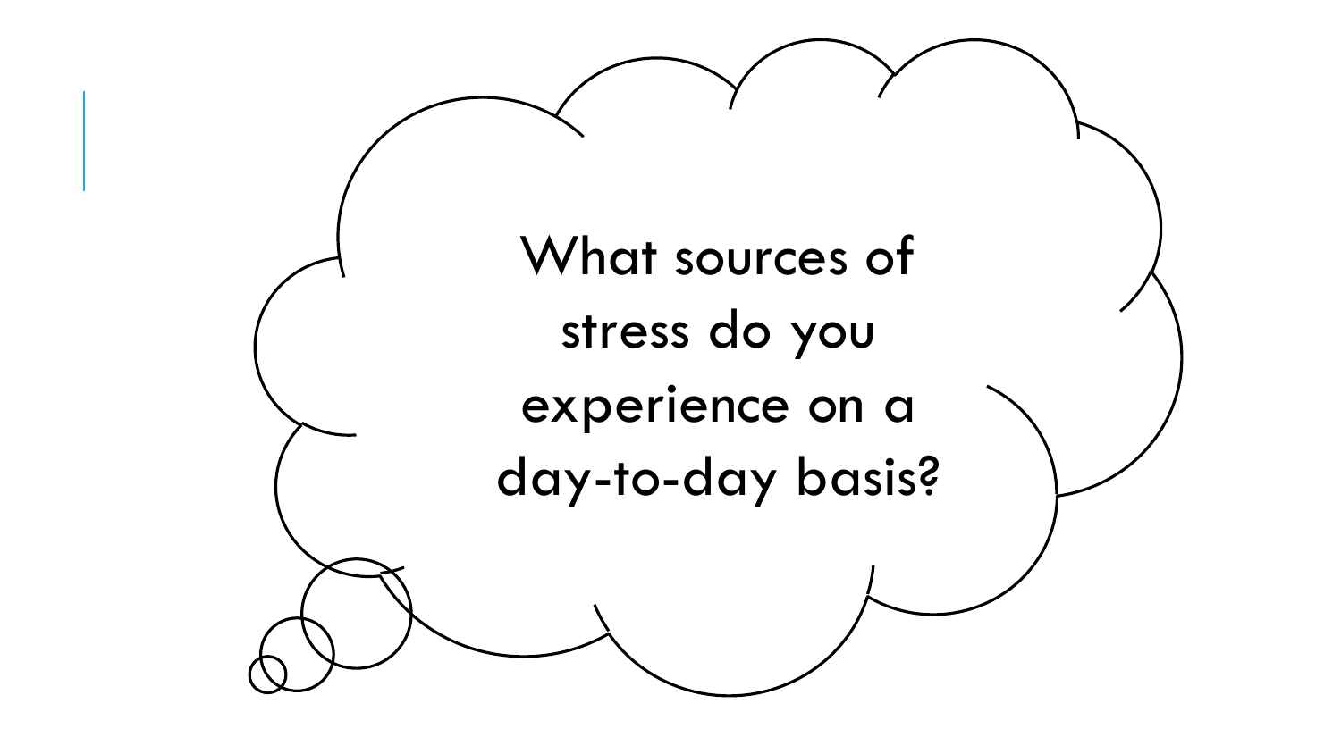What sources of stress do you experience on a day-to-day basis?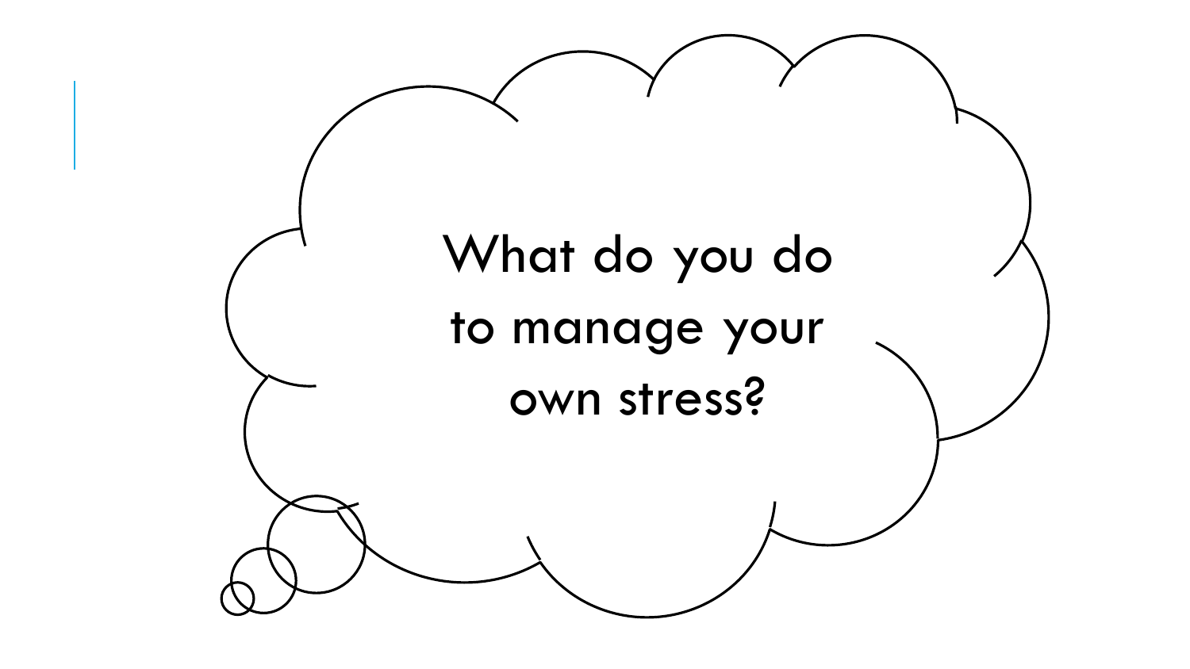What do you do to manage your own stress?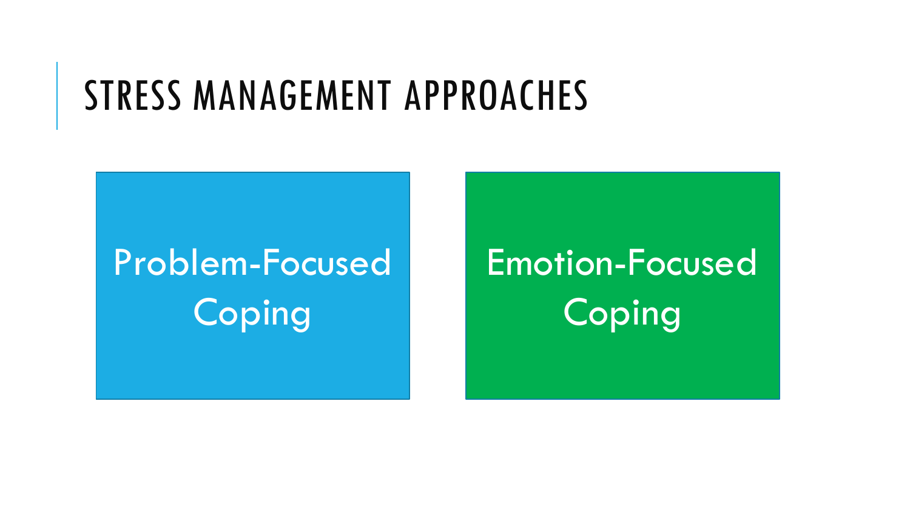# STRESS MANAGEMENT APPROACHES

Problem-Focused Coping

Emotion-Focused Coping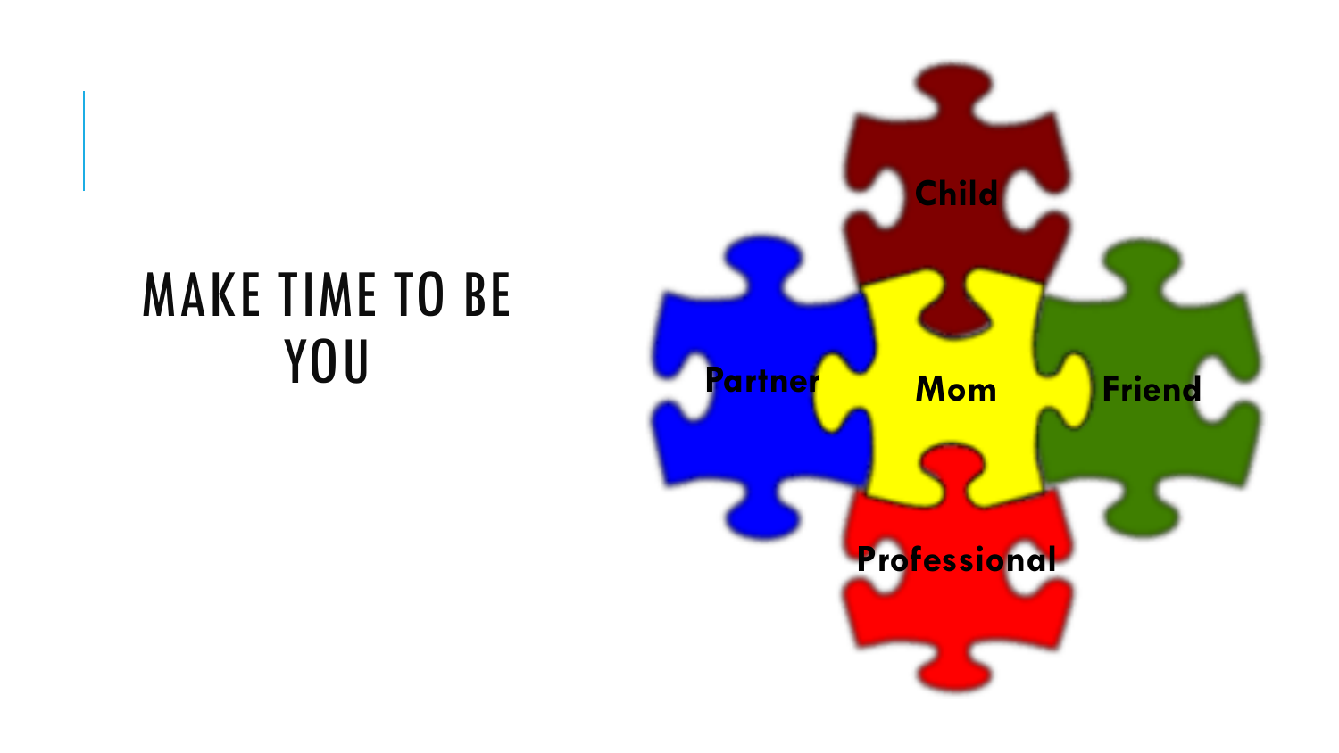# MAKE TIME TO BE YOU

Child

Partner

Mom

Friend

Professional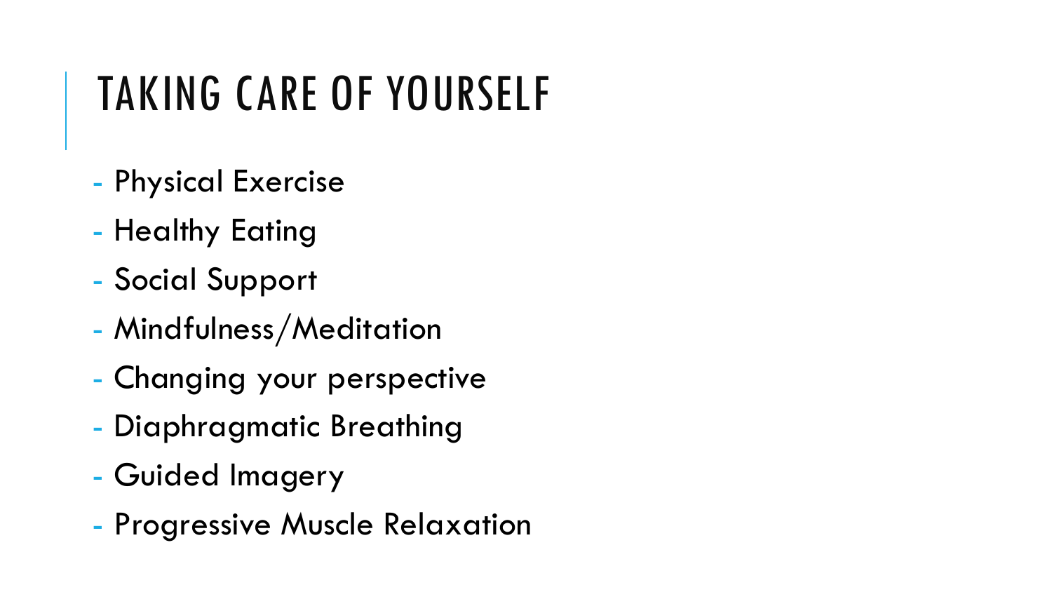# TAKING CARE OF YOURSELF

- Physical Exercise
- Healthy Eating
- Social Support
- Mindfulness/Meditation
- Changing your perspective
- Diaphragmatic Breathing
- Guided Imagery
- Progressive Muscle Relaxation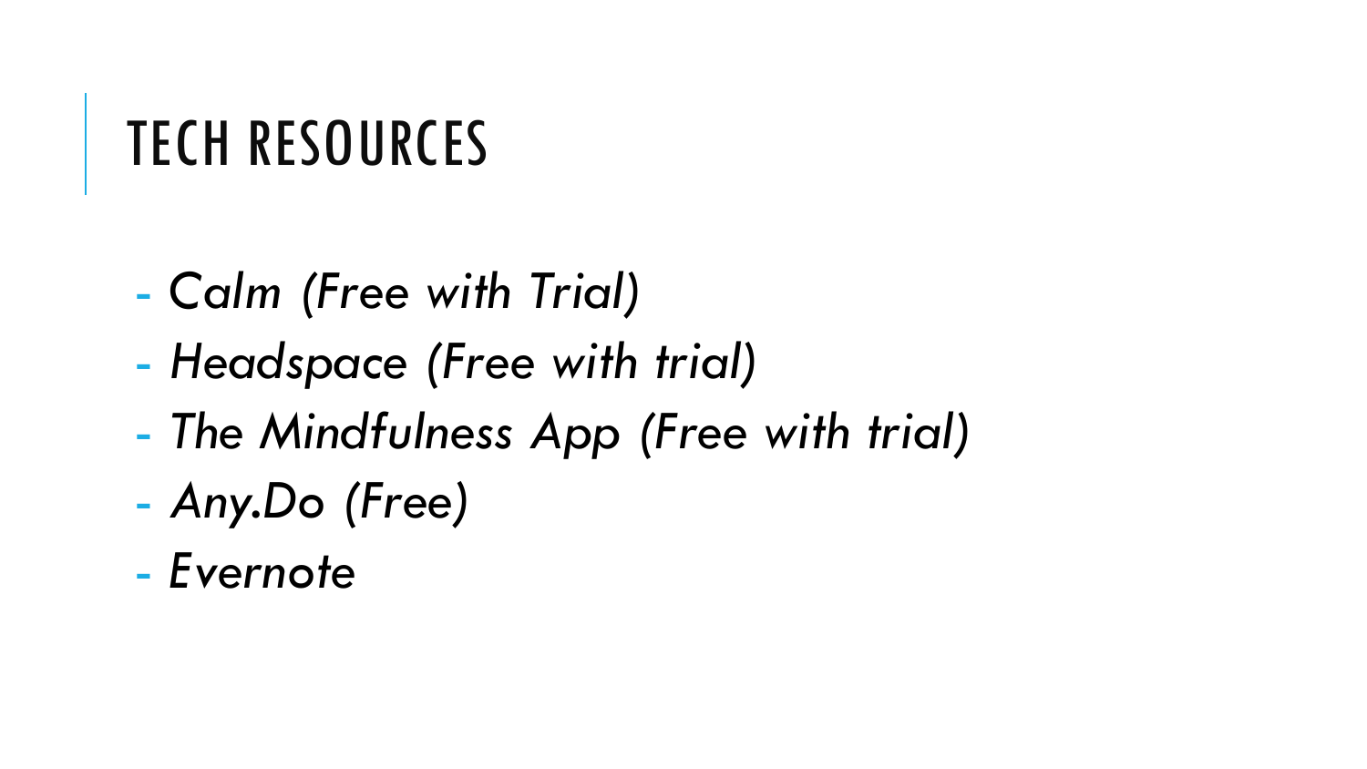# TECH RESOURCES

- *Calm (Free with Trial)*
- *Headspace (Free with trial)*
- *The Mindfulness App (Free with trial)*
- *Any.Do (Free)*
- *Evernote*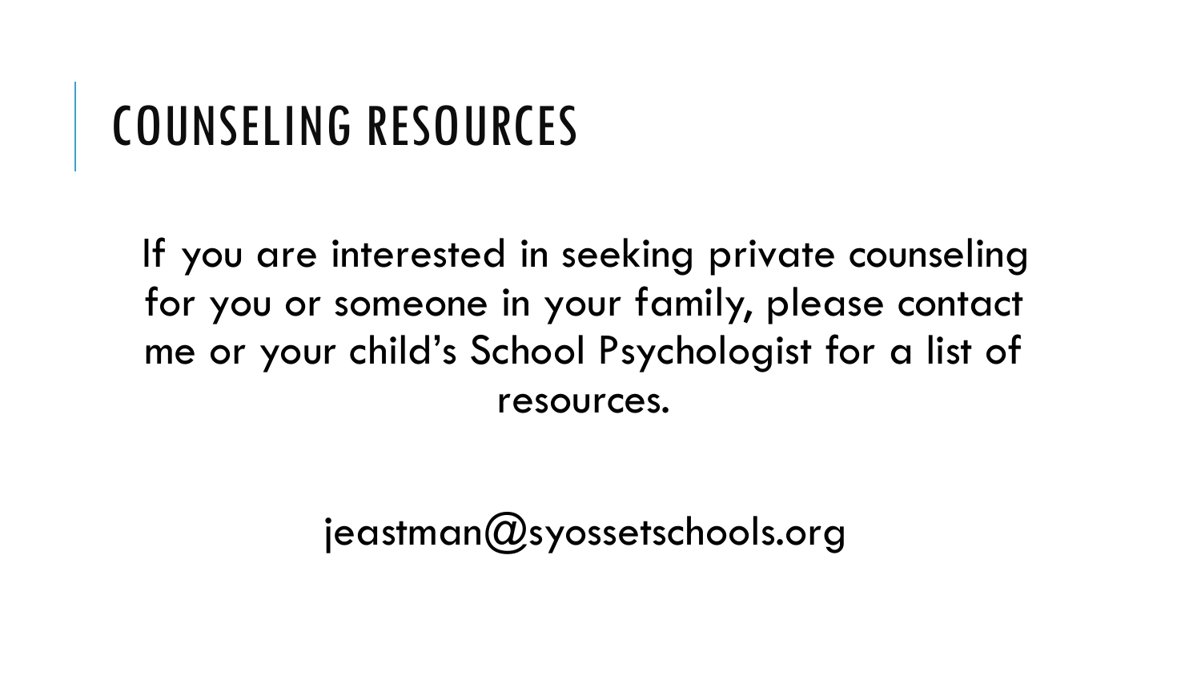# COUNSELING RESOURCES

If you are interested in seeking private counseling for you or someone in your family, please contact me or your child's School Psychologist for a list of resources.

jeastman@syossetschools.org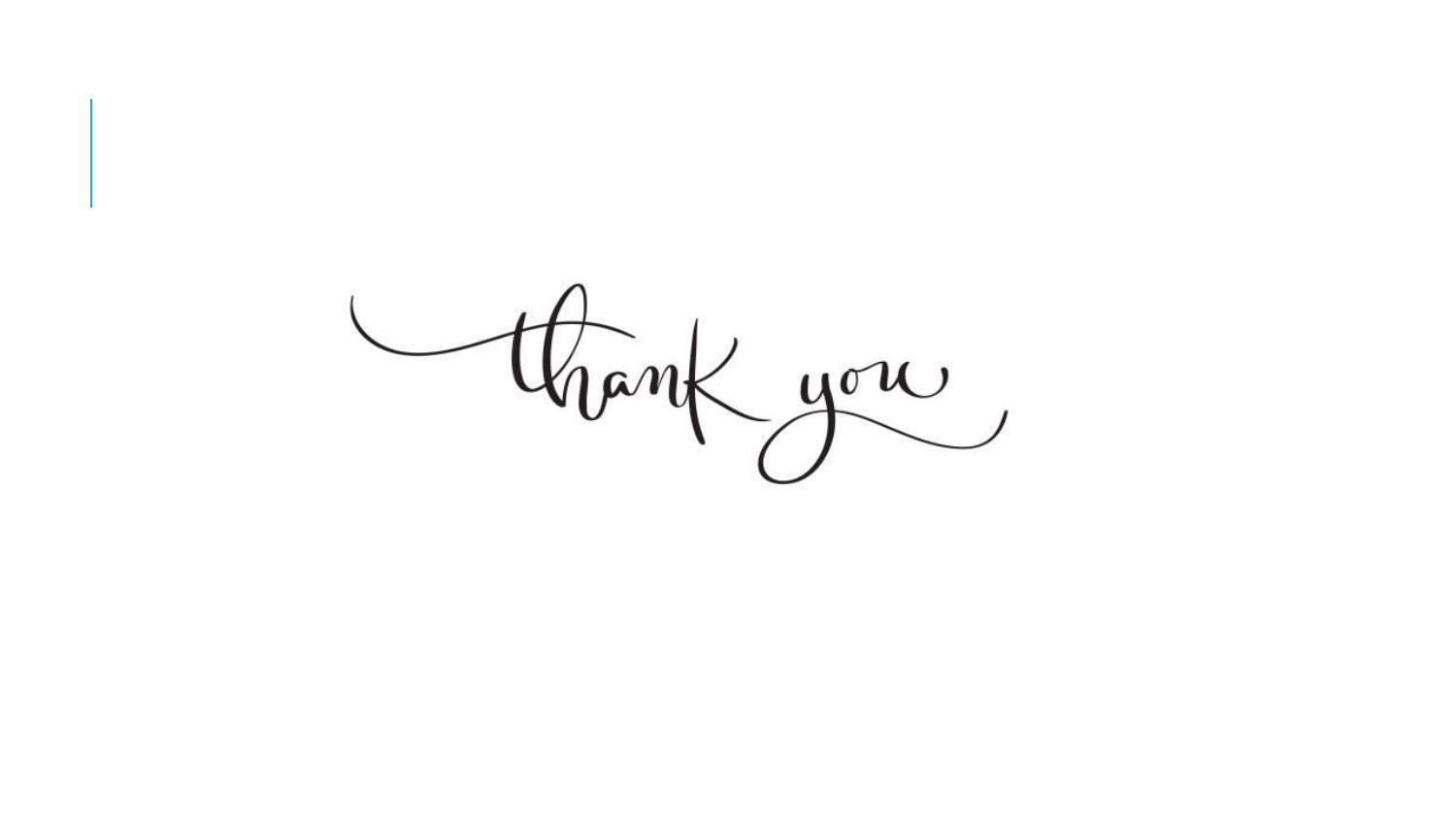thank you